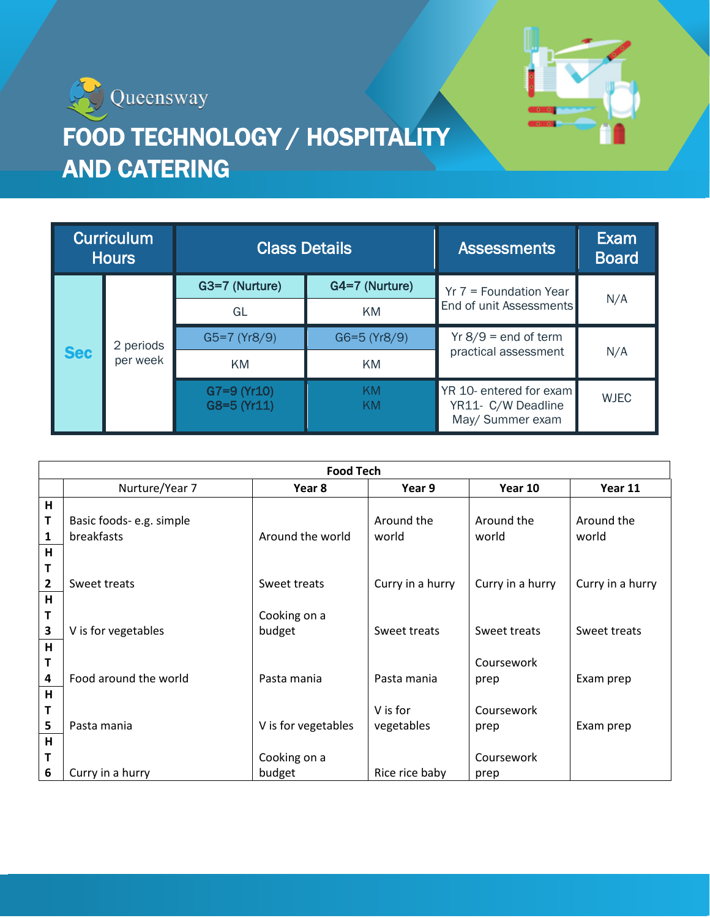Queensway

# FOOD TECHNOLOGY / HOSPITALITY AND CATERING

| Curriculum Hours | | Class Details | | Assessments | Exam Board |
|---|---|---|---|---|---|
| Sec | 2 periods per week | G3=7 (Nurture) | G4=7 (Nurture) | Yr 7 = Foundation Year End of unit Assessments | N/A |
| | | GL | KM | | |
| | | G5=7 (Yr8/9) | G6=5 (Yr8/9) | Yr 8/9 = end of term practical assessment | N/A |
| | | KM | KM | | |
| | | G7=9 (Yr10) G8=5 (Yr11) | KM KM | YR 10- entered for exam YR11- C/W Deadline May/ Summer exam | WJEC |

| Food Tech | | | | | |
|---|---|---|---|---|---|
| | Nurture/Year 7 | **Year 8** | **Year 9** | **Year 10** | **Year 11** |
| **HT1** | Basic foods- e.g. simple breakfasts | Around the world | Around the world | Around the world | Around the world |
| **HT2** | Sweet treats | Sweet treats | Curry in a hurry | Curry in a hurry | Curry in a hurry |
| **HT3** | V is for vegetables | Cooking on a budget | Sweet treats | Sweet treats | Sweet treats |
| **HT4** | Food around the world | Pasta mania | Pasta mania | Coursework prep | Exam prep |
| **HT5** | Pasta mania | V is for vegetables | V is for vegetables | Coursework prep | Exam prep |
| **HT6** | Curry in a hurry | Cooking on a budget | Rice rice baby | Coursework prep | |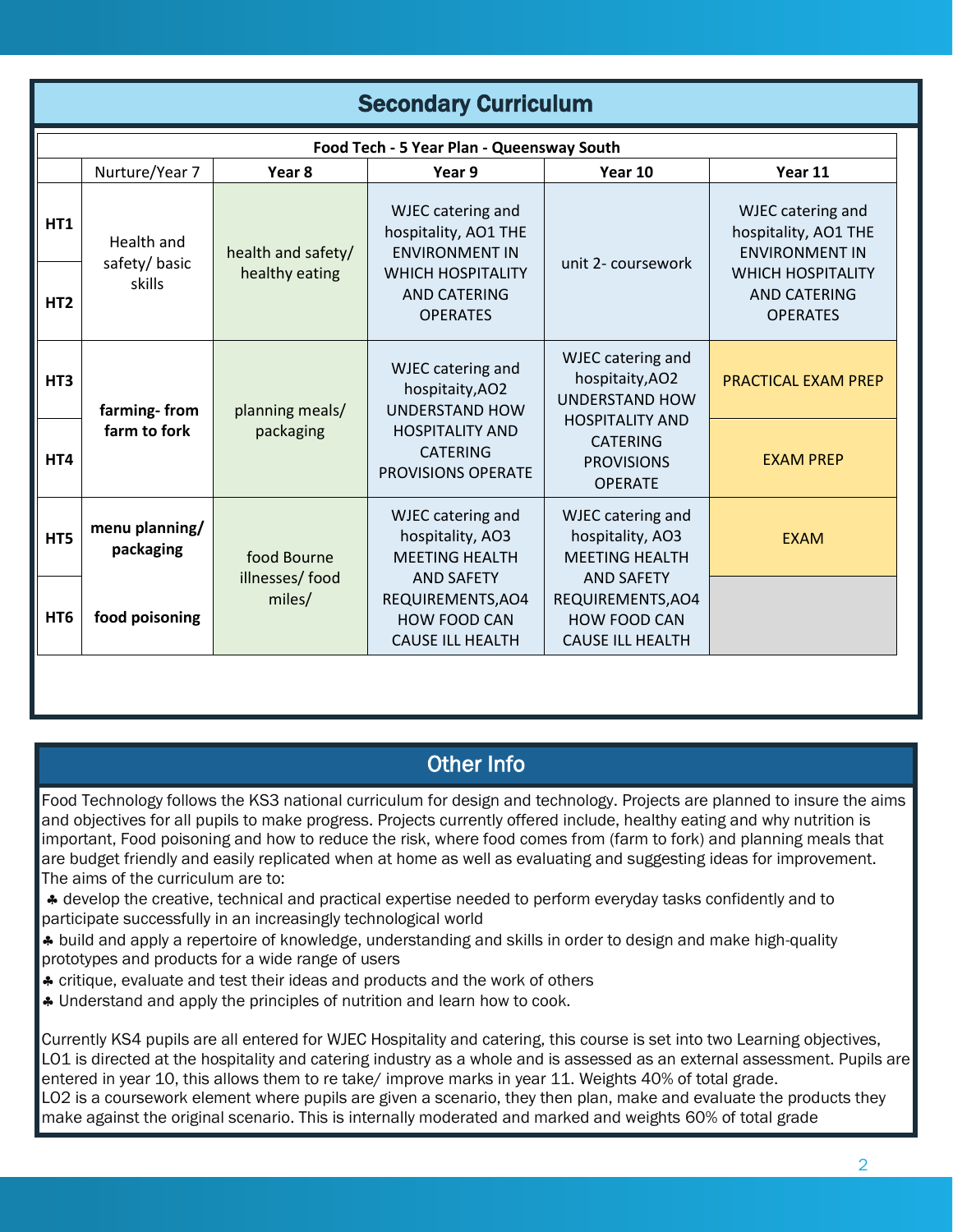## Secondary Curriculum

| Food Tech - 5 Year Plan - Queensway South | | | | | |
|---|---|---|---|---|---|
| | Nurture/Year 7 | **Year 8** | **Year 9** | **Year 10** | **Year 11** |
| **HT1** | Health and safety/ basic skills | health and safety/ healthy eating | WJEC catering and hospitality, AO1 THE ENVIRONMENT IN WHICH HOSPITALITY AND CATERING OPERATES | unit 2- coursework | WJEC catering and hospitality, AO1 THE ENVIRONMENT IN WHICH HOSPITALITY AND CATERING OPERATES |
| **HT2** | | | | | |
| **HT3** | **farming- from farm to fork** | planning meals/ packaging | WJEC catering and hospitaity,AO2 UNDERSTAND HOW HOSPITALITY AND CATERING PROVISIONS OPERATE | WJEC catering and hospitaity,AO2 UNDERSTAND HOW HOSPITALITY AND CATERING PROVISIONS OPERATE | PRACTICAL EXAM PREP |
| **HT4** | | | | | EXAM PREP |
| **HT5** | **menu planning/ packaging** | food Bourne illnesses/ food miles/ | WJEC catering and hospitality, AO3 MEETING HEALTH AND SAFETY REQUIREMENTS,AO4 HOW FOOD CAN CAUSE ILL HEALTH | WJEC catering and hospitality, AO3 MEETING HEALTH AND SAFETY REQUIREMENTS,AO4 HOW FOOD CAN CAUSE ILL HEALTH | EXAM |
| **HT6** | **food poisoning** | | | | |

## Other Info

Food Technology follows the KS3 national curriculum for design and technology. Projects are planned to insure the aims and objectives for all pupils to make progress. Projects currently offered include, healthy eating and why nutrition is important, Food poisoning and how to reduce the risk, where food comes from (farm to fork) and planning meals that are budget friendly and easily replicated when at home as well as evaluating and suggesting ideas for improvement. The aims of the curriculum are to:

- develop the creative, technical and practical expertise needed to perform everyday tasks confidently and to participate successfully in an increasingly technological world
- build and apply a repertoire of knowledge, understanding and skills in order to design and make high-quality prototypes and products for a wide range of users
- critique, evaluate and test their ideas and products and the work of others
- Understand and apply the principles of nutrition and learn how to cook.

Currently KS4 pupils are all entered for WJEC Hospitality and catering, this course is set into two Learning objectives, LO1 is directed at the hospitality and catering industry as a whole and is assessed as an external assessment. Pupils are entered in year 10, this allows them to re take/ improve marks in year 11. Weights 40% of total grade.
LO2 is a coursework element where pupils are given a scenario, they then plan, make and evaluate the products they make against the original scenario. This is internally moderated and marked and weights 60% of total grade